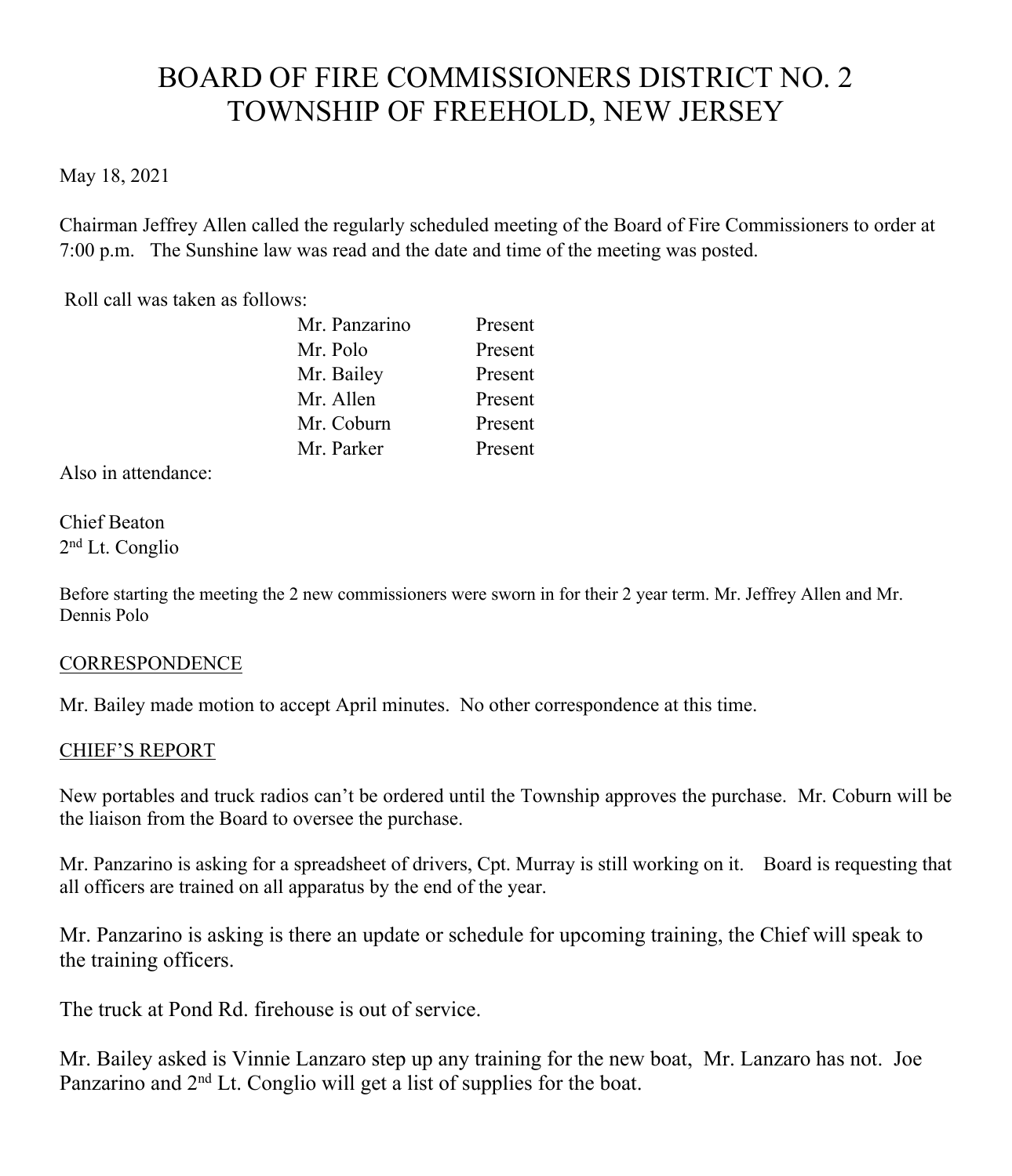# BOARD OF FIRE COMMISSIONERS DISTRICT NO. 2
# TOWNSHIP OF FREEHOLD, NEW JERSEY

May 18, 2021

Chairman Jeffrey Allen called the regularly scheduled meeting of the Board of Fire Commissioners to order at 7:00 p.m. The Sunshine law was read and the date and time of the meeting was posted.

Roll call was taken as follows:

| | |
|---|---|
| Mr. Panzarino | Present |
| Mr. Polo | Present |
| Mr. Bailey | Present |
| Mr. Allen | Present |
| Mr. Coburn | Present |
| Mr. Parker | Present |

Also in attendance:

Chief Beaton
2nd Lt. Conglio

Before starting the meeting the 2 new commissioners were sworn in for their 2 year term. Mr. Jeffrey Allen and Mr. Dennis Polo

CORRESPONDENCE

Mr. Bailey made motion to accept April minutes. No other correspondence at this time.

CHIEF'S REPORT

New portables and truck radios can't be ordered until the Township approves the purchase. Mr. Coburn will be the liaison from the Board to oversee the purchase.

Mr. Panzarino is asking for a spreadsheet of drivers, Cpt. Murray is still working on it. Board is requesting that all officers are trained on all apparatus by the end of the year.

Mr. Panzarino is asking is there an update or schedule for upcoming training, the Chief will speak to the training officers.

The truck at Pond Rd. firehouse is out of service.

Mr. Bailey asked is Vinnie Lanzaro step up any training for the new boat, Mr. Lanzaro has not. Joe Panzarino and 2nd Lt. Conglio will get a list of supplies for the boat.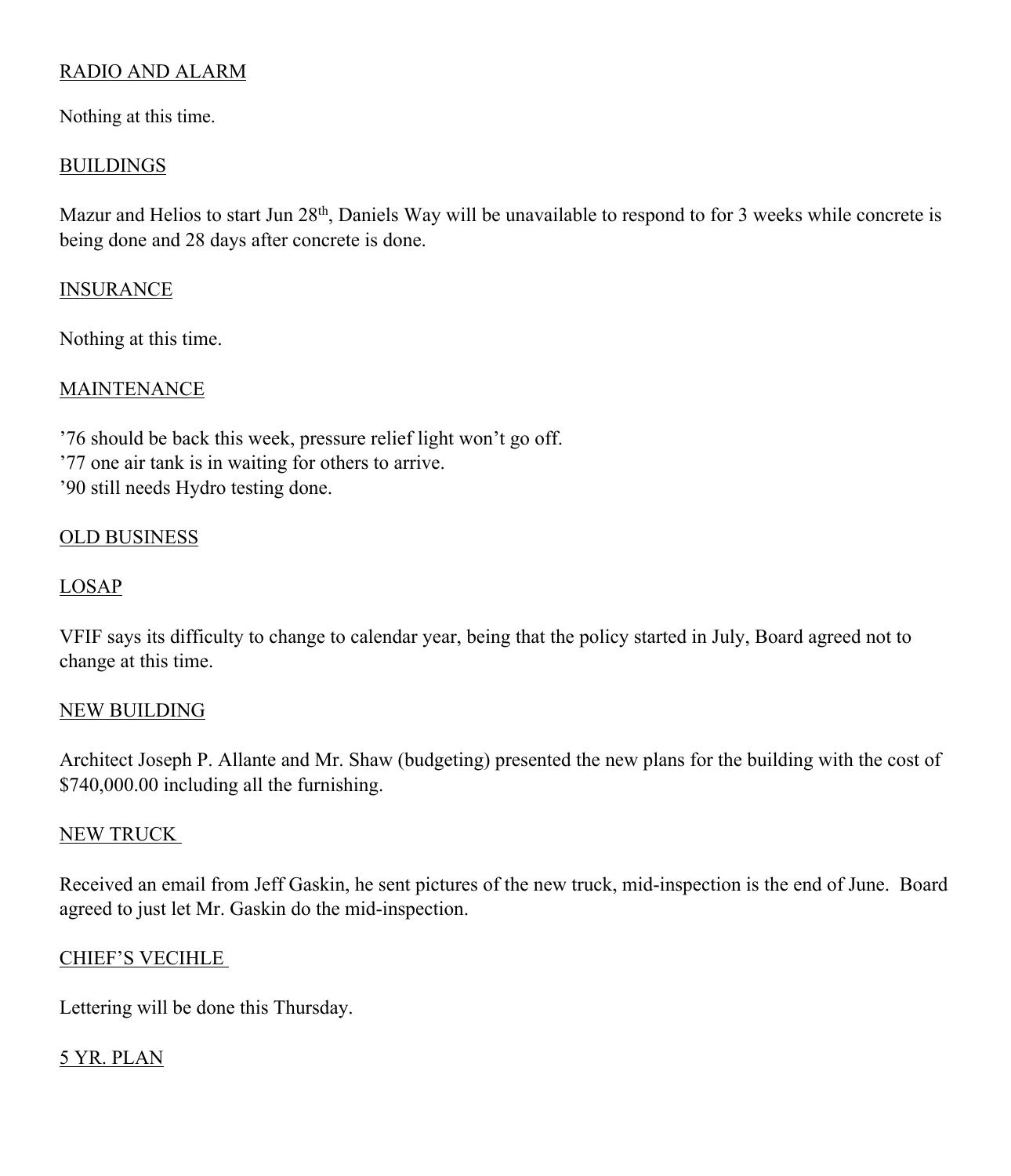RADIO AND ALARM

Nothing at this time.

BUILDINGS

Mazur and Helios to start Jun 28th, Daniels Way will be unavailable to respond to for 3 weeks while concrete is being done and 28 days after concrete is done.

INSURANCE

Nothing at this time.

MAINTENANCE

’76 should be back this week, pressure relief light won’t go off.
’77 one air tank is in waiting for others to arrive.
’90 still needs Hydro testing done.

OLD BUSINESS

LOSAP

VFIF says its difficulty to change to calendar year, being that the policy started in July, Board agreed not to change at this time.

NEW BUILDING

Architect Joseph P. Allante and Mr. Shaw (budgeting) presented the new plans for the building with the cost of $740,000.00 including all the furnishing.

NEW TRUCK

Received an email from Jeff Gaskin, he sent pictures of the new truck, mid-inspection is the end of June. Board agreed to just let Mr. Gaskin do the mid-inspection.

CHIEF’S VECIHLE

Lettering will be done this Thursday.

5 YR. PLAN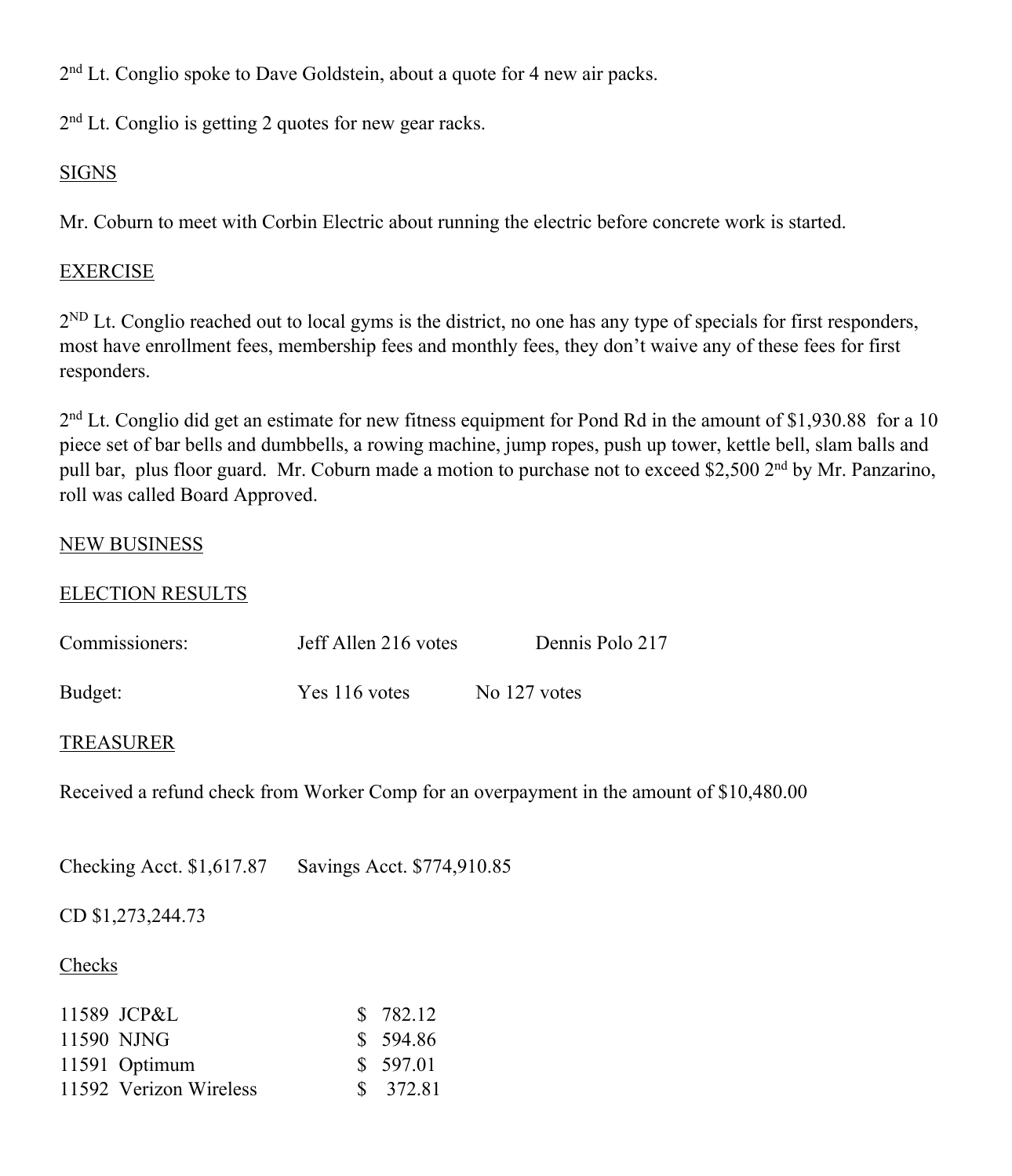2nd Lt. Conglio spoke to Dave Goldstein, about a quote for 4 new air packs.

2nd Lt. Conglio is getting 2 quotes for new gear racks.

SIGNS

Mr. Coburn to meet with Corbin Electric about running the electric before concrete work is started.

EXERCISE

2ND Lt. Conglio reached out to local gyms is the district, no one has any type of specials for first responders, most have enrollment fees, membership fees and monthly fees, they don't waive any of these fees for first responders.

2nd Lt. Conglio did get an estimate for new fitness equipment for Pond Rd in the amount of $1,930.88 for a 10 piece set of bar bells and dumbbells, a rowing machine, jump ropes, push up tower, kettle bell, slam balls and pull bar, plus floor guard. Mr. Coburn made a motion to purchase not to exceed $2,500 2nd by Mr. Panzarino, roll was called Board Approved.

NEW BUSINESS

ELECTION RESULTS

| | | |
|---|---|---|
| Commissioners: | Jeff Allen 216 votes | Dennis Polo 217 |
| Budget: | Yes 116 votes | No 127 votes |

TREASURER

Received a refund check from Worker Comp for an overpayment in the amount of $10,480.00

Checking Acct. $1,617.87 Savings Acct. $774,910.85

CD $1,273,244.73

Checks

| | | |
|---|---|---|
| 11589 | JCP&L | $ 782.12 |
| 11590 | NJNG | $ 594.86 |
| 11591 | Optimum | $ 597.01 |
| 11592 | Verizon Wireless | $ 372.81 |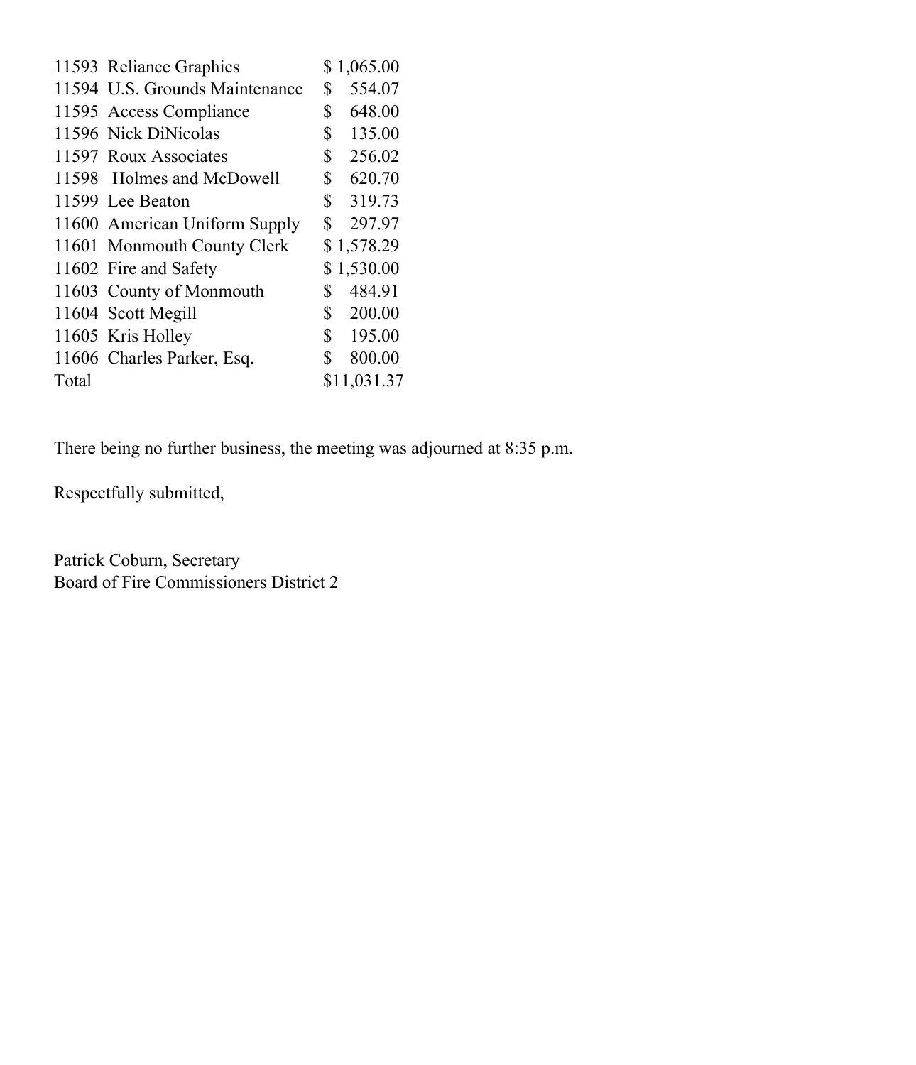| | | |
|---|---|---|
| 11593 | Reliance Graphics | $ 1,065.00 |
| 11594 | U.S. Grounds Maintenance | $ 554.07 |
| 11595 | Access Compliance | $ 648.00 |
| 11596 | Nick DiNicolas | $ 135.00 |
| 11597 | Roux Associates | $ 256.02 |
| 11598 | Holmes and McDowell | $ 620.70 |
| 11599 | Lee Beaton | $ 319.73 |
| 11600 | American Uniform Supply | $ 297.97 |
| 11601 | Monmouth County Clerk | $ 1,578.29 |
| 11602 | Fire and Safety | $ 1,530.00 |
| 11603 | County of Monmouth | $ 484.91 |
| 11604 | Scott Megill | $ 200.00 |
| 11605 | Kris Holley | $ 195.00 |
| 11606 | Charles Parker, Esq. | $ 800.00 |
| Total | | $11,031.37 |

There being no further business, the meeting was adjourned at 8:35 p.m.

Respectfully submitted,

Patrick Coburn, Secretary
Board of Fire Commissioners District 2